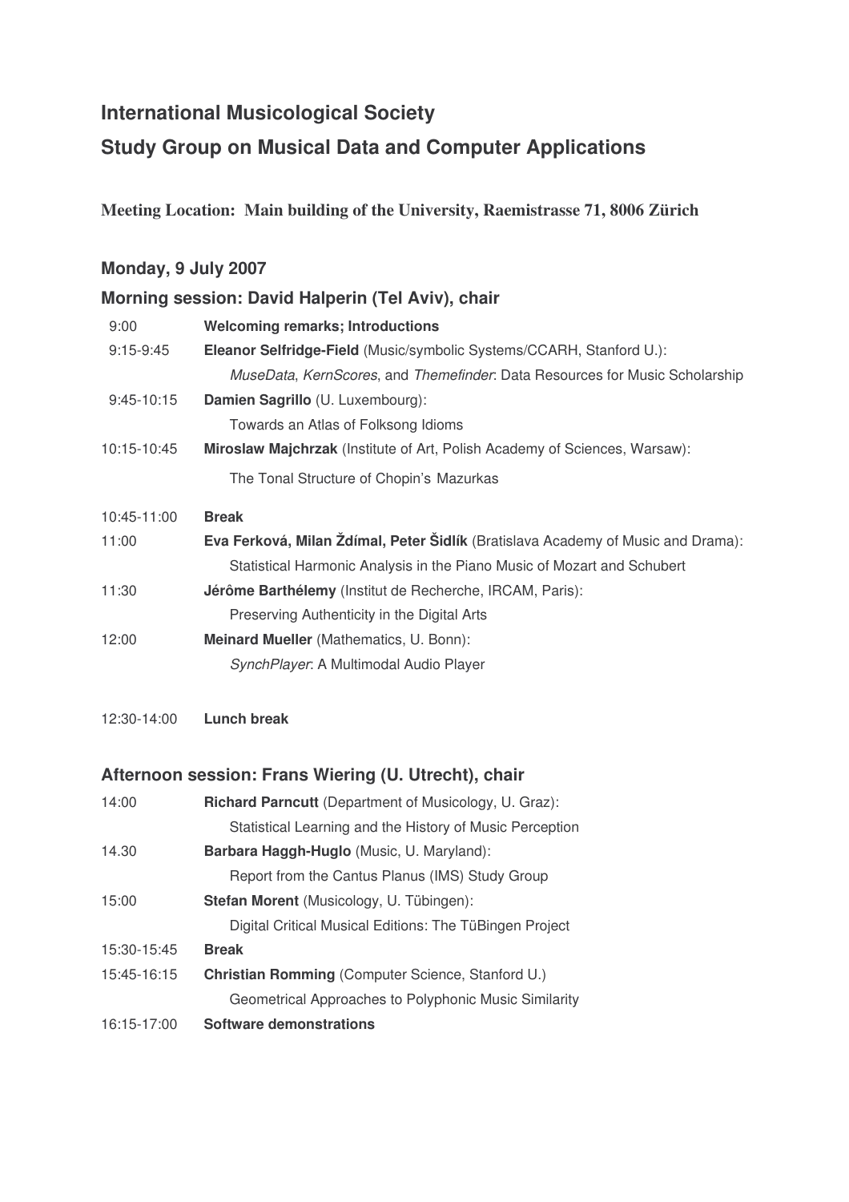# International Musicological Society

# Study Group on Musical Data and Computer Applications

**Meeting Location: Main building of the University, Raemistrasse 71, 8006 Zürich**

## Monday, 9 July 2007

### Morning session: David Halperin (Tel Aviv), chair

| | |
|---|---|
| 9:00 | **Welcoming remarks; Introductions** |
| 9:15-9:45 | **Eleanor Selfridge-Field** (Music/symbolic Systems/CCARH, Stanford U.):<br>*MuseData*, *KernScores*, and *Themefinder*: Data Resources for Music Scholarship |
| 9:45-10:15 | **Damien Sagrillo** (U. Luxembourg):<br>Towards an Atlas of Folksong Idioms |
| 10:15-10:45 | **Miroslaw Majchrzak** (Institute of Art, Polish Academy of Sciences, Warsaw):<br>The Tonal Structure of Chopin's Mazurkas |
| 10:45-11:00 | **Break** |
| 11:00 | **Eva Ferková, Milan Ždímal, Peter Šidlík** (Bratislava Academy of Music and Drama):<br>Statistical Harmonic Analysis in the Piano Music of Mozart and Schubert |
| 11:30 | **Jérôme Barthélemy** (Institut de Recherche, IRCAM, Paris):<br>Preserving Authenticity in the Digital Arts |
| 12:00 | **Meinard Mueller** (Mathematics, U. Bonn):<br>*SynchPlayer*: A Multimodal Audio Player |
| 12:30-14:00 | **Lunch break** |

### Afternoon session: Frans Wiering (U. Utrecht), chair

| | |
|---|---|
| 14:00 | **Richard Parncutt** (Department of Musicology, U. Graz):<br>Statistical Learning and the History of Music Perception |
| 14.30 | **Barbara Haggh-Huglo** (Music, U. Maryland):<br>Report from the Cantus Planus (IMS) Study Group |
| 15:00 | **Stefan Morent** (Musicology, U. Tübingen):<br>Digital Critical Musical Editions: The TüBingen Project |
| 15:30-15:45 | **Break** |
| 15:45-16:15 | **Christian Romming** (Computer Science, Stanford U.)<br>Geometrical Approaches to Polyphonic Music Similarity |
| 16:15-17:00 | **Software demonstrations** |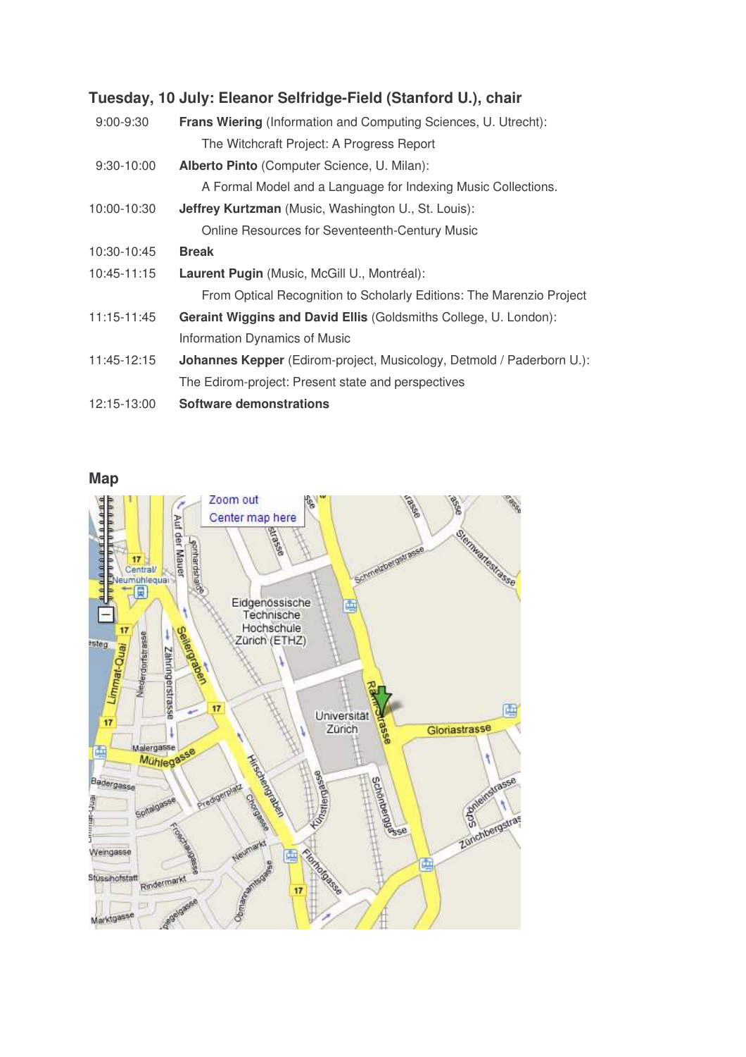### Tuesday, 10 July: Eleanor Selfridge-Field (Stanford U.), chair

| | |
|---|---|
| 9:00-9:30 | **Frans Wiering** (Information and Computing Sciences, U. Utrecht): The Witchcraft Project: A Progress Report |
| 9:30-10:00 | **Alberto Pinto** (Computer Science, U. Milan): A Formal Model and a Language for Indexing Music Collections. |
| 10:00-10:30 | **Jeffrey Kurtzman** (Music, Washington U., St. Louis): Online Resources for Seventeenth-Century Music |
| 10:30-10:45 | **Break** |
| 10:45-11:15 | **Laurent Pugin** (Music, McGill U., Montréal): From Optical Recognition to Scholarly Editions: The Marenzio Project |
| 11:15-11:45 | **Geraint Wiggins and David Ellis** (Goldsmiths College, U. London): Information Dynamics of Music |
| 11:45-12:15 | **Johannes Kepper** (Edirom-project, Musicology, Detmold / Paderborn U.): The Edirom-project: Present state and perspectives |
| 12:15-13:00 | **Software demonstrations** |

### Map

Zoom out
Center map here

Central/ Neumühlequai
Limmat-Quai
Niederdorfstrasse
Zähringerstrasse
Seilergraben
Auf der Mauer
Leonhardstrasse
Eidgenössische Technische Hochschule Zürich (ETHZ)
Universität Zürich
Rämistrasse
Schmelzbergstrasse
Sternwartestrasse
Gloriastrasse
Malergasse
Mühlegasse
Badergasse
Spitalgasse
Predigerplatz
Hirschengraben
Chorgasse
Künstlergasse
Schönberggasse
Schönleinstrasse
Zürichbergstrasse
Froschaugasse
Neumarkt
Florhofgasse
Obmannamtsgasse
Weingasse
Rindermarkt
Stüssihofstatt
Marktgasse
17